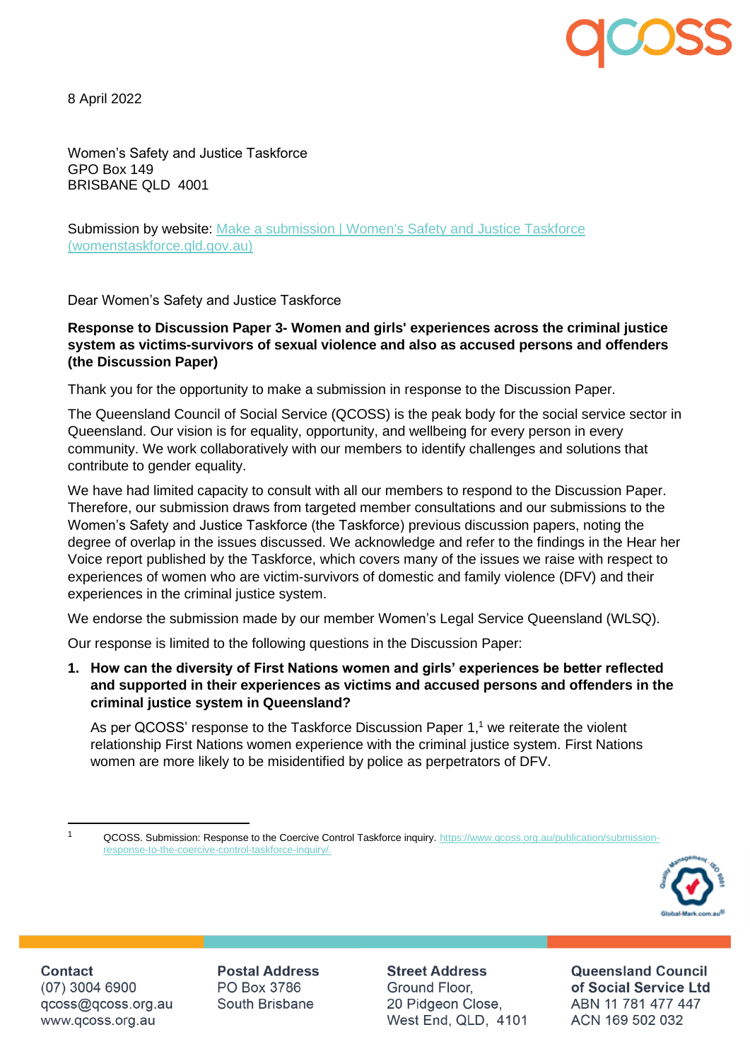8 April 2022

Women's Safety and Justice Taskforce
GPO Box 149
BRISBANE QLD 4001

Submission by website: [Make a submission | Women's Safety and Justice Taskforce (womenstaskforce.qld.gov.au)](womenstaskforce.qld.gov.au)

Dear Women's Safety and Justice Taskforce

**Response to Discussion Paper 3- Women and girls' experiences across the criminal justice system as victims-survivors of sexual violence and also as accused persons and offenders (the Discussion Paper)**

Thank you for the opportunity to make a submission in response to the Discussion Paper.

The Queensland Council of Social Service (QCOSS) is the peak body for the social service sector in Queensland. Our vision is for equality, opportunity, and wellbeing for every person in every community. We work collaboratively with our members to identify challenges and solutions that contribute to gender equality.

We have had limited capacity to consult with all our members to respond to the Discussion Paper. Therefore, our submission draws from targeted member consultations and our submissions to the Women's Safety and Justice Taskforce (the Taskforce) previous discussion papers, noting the degree of overlap in the issues discussed. We acknowledge and refer to the findings in the Hear her Voice report published by the Taskforce, which covers many of the issues we raise with respect to experiences of women who are victim-survivors of domestic and family violence (DFV) and their experiences in the criminal justice system.

We endorse the submission made by our member Women's Legal Service Queensland (WLSQ).

Our response is limited to the following questions in the Discussion Paper:

1. **How can the diversity of First Nations women and girls' experiences be better reflected and supported in their experiences as victims and accused persons and offenders in the criminal justice system in Queensland?**

   As per QCOSS' response to the Taskforce Discussion Paper 1,[1] we reiterate the violent relationship First Nations women experience with the criminal justice system. First Nations women are more likely to be misidentified by police as perpetrators of DFV.

---

[1] QCOSS. Submission: Response to the Coercive Control Taskforce inquiry. https://www.qcoss.org.au/publication/submission-response-to-the-coercive-control-taskforce-inquiry/.

**Contact**
(07) 3004 6900
qcoss@qcoss.org.au
www.qcoss.org.au

**Postal Address**
PO Box 3786
South Brisbane

**Street Address**
Ground Floor,
20 Pidgeon Close,
West End, QLD, 4101

**Queensland Council of Social Service Ltd**
ABN 11 781 477 447
ACN 169 502 032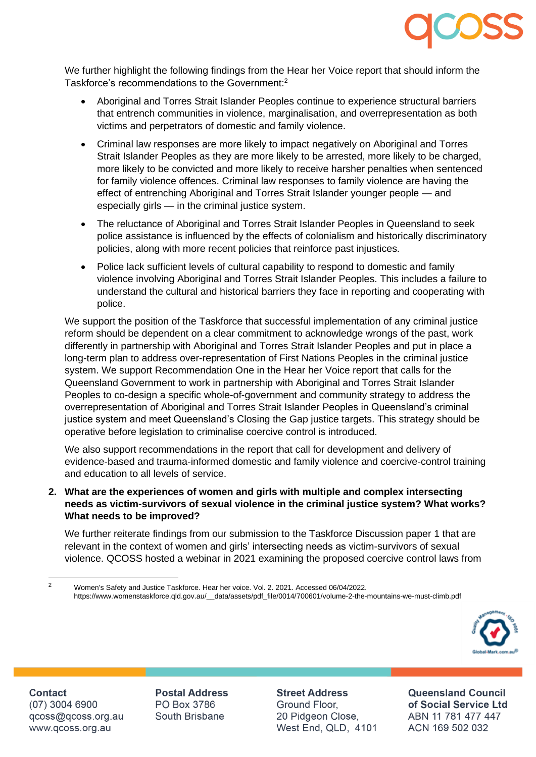We further highlight the following findings from the Hear her Voice report that should inform the Taskforce's recommendations to the Government:[2]

- Aboriginal and Torres Strait Islander Peoples continue to experience structural barriers that entrench communities in violence, marginalisation, and overrepresentation as both victims and perpetrators of domestic and family violence.
- Criminal law responses are more likely to impact negatively on Aboriginal and Torres Strait Islander Peoples as they are more likely to be arrested, more likely to be charged, more likely to be convicted and more likely to receive harsher penalties when sentenced for family violence offences. Criminal law responses to family violence are having the effect of entrenching Aboriginal and Torres Strait Islander younger people — and especially girls — in the criminal justice system.
- The reluctance of Aboriginal and Torres Strait Islander Peoples in Queensland to seek police assistance is influenced by the effects of colonialism and historically discriminatory policies, along with more recent policies that reinforce past injustices.
- Police lack sufficient levels of cultural capability to respond to domestic and family violence involving Aboriginal and Torres Strait Islander Peoples. This includes a failure to understand the cultural and historical barriers they face in reporting and cooperating with police.

We support the position of the Taskforce that successful implementation of any criminal justice reform should be dependent on a clear commitment to acknowledge wrongs of the past, work differently in partnership with Aboriginal and Torres Strait Islander Peoples and put in place a long-term plan to address over-representation of First Nations Peoples in the criminal justice system. We support Recommendation One in the Hear her Voice report that calls for the Queensland Government to work in partnership with Aboriginal and Torres Strait Islander Peoples to co-design a specific whole-of-government and community strategy to address the overrepresentation of Aboriginal and Torres Strait Islander Peoples in Queensland's criminal justice system and meet Queensland's Closing the Gap justice targets. This strategy should be operative before legislation to criminalise coercive control is introduced.

We also support recommendations in the report that call for development and delivery of evidence-based and trauma-informed domestic and family violence and coercive-control training and education to all levels of service.

**2. What are the experiences of women and girls with multiple and complex intersecting needs as victim-survivors of sexual violence in the criminal justice system? What works? What needs to be improved?**

We further reiterate findings from our submission to the Taskforce Discussion paper 1 that are relevant in the context of women and girls' intersecting needs as victim-survivors of sexual violence. QCOSS hosted a webinar in 2021 examining the proposed coercive control laws from

---

[2] Women's Safety and Justice Taskforce. Hear her voice. Vol. 2. 2021. Accessed 06/04/2022. https://www.womenstaskforce.qld.gov.au/__data/assets/pdf_file/0014/700601/volume-2-the-mountains-we-must-climb.pdf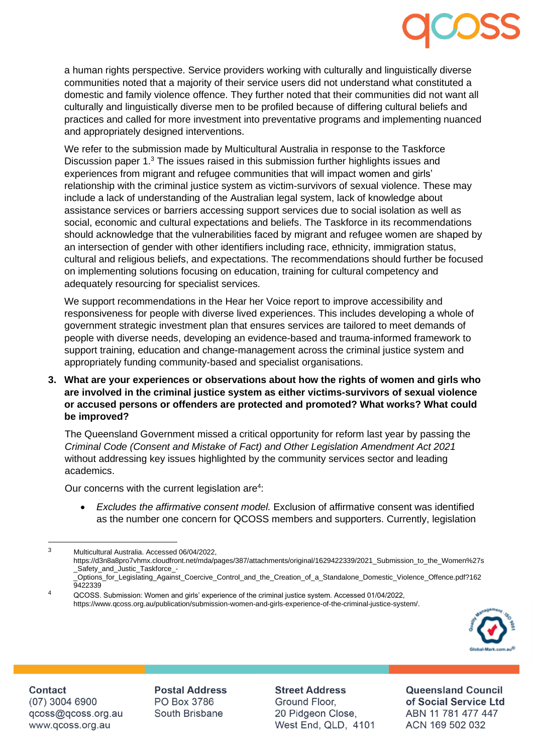a human rights perspective. Service providers working with culturally and linguistically diverse communities noted that a majority of their service users did not understand what constituted a domestic and family violence offence. They further noted that their communities did not want all culturally and linguistically diverse men to be profiled because of differing cultural beliefs and practices and called for more investment into preventative programs and implementing nuanced and appropriately designed interventions.

We refer to the submission made by Multicultural Australia in response to the Taskforce Discussion paper 1.[3] The issues raised in this submission further highlights issues and experiences from migrant and refugee communities that will impact women and girls' relationship with the criminal justice system as victim-survivors of sexual violence. These may include a lack of understanding of the Australian legal system, lack of knowledge about assistance services or barriers accessing support services due to social isolation as well as social, economic and cultural expectations and beliefs. The Taskforce in its recommendations should acknowledge that the vulnerabilities faced by migrant and refugee women are shaped by an intersection of gender with other identifiers including race, ethnicity, immigration status, cultural and religious beliefs, and expectations. The recommendations should further be focused on implementing solutions focusing on education, training for cultural competency and adequately resourcing for specialist services.

We support recommendations in the Hear her Voice report to improve accessibility and responsiveness for people with diverse lived experiences. This includes developing a whole of government strategic investment plan that ensures services are tailored to meet demands of people with diverse needs, developing an evidence-based and trauma-informed framework to support training, education and change-management across the criminal justice system and appropriately funding community-based and specialist organisations.

3. **What are your experiences or observations about how the rights of women and girls who are involved in the criminal justice system as either victims-survivors of sexual violence or accused persons or offenders are protected and promoted? What works? What could be improved?**

   The Queensland Government missed a critical opportunity for reform last year by passing the *Criminal Code (Consent and Mistake of Fact) and Other Legislation Amendment Act 2021* without addressing key issues highlighted by the community services sector and leading academics.

   Our concerns with the current legislation are[4]:

   - *Excludes the affirmative consent model.* Exclusion of affirmative consent was identified as the number one concern for QCOSS members and supporters. Currently, legislation

---

[3] Multicultural Australia. Accessed 06/04/2022, https://d3n8a8pro7vhmx.cloudfront.net/mda/pages/387/attachments/original/1629422339/2021_Submission_to_the_Women%27s_Safety_and_Justic_Taskforce_-_Options_for_Legislating_Against_Coercive_Control_and_the_Creation_of_a_Standalone_Domestic_Violence_Offence.pdf?1629422339

[4] QCOSS. Submission: Women and girls' experience of the criminal justice system. Accessed 01/04/2022, https://www.qcoss.org.au/publication/submission-women-and-girls-experience-of-the-criminal-justice-system/.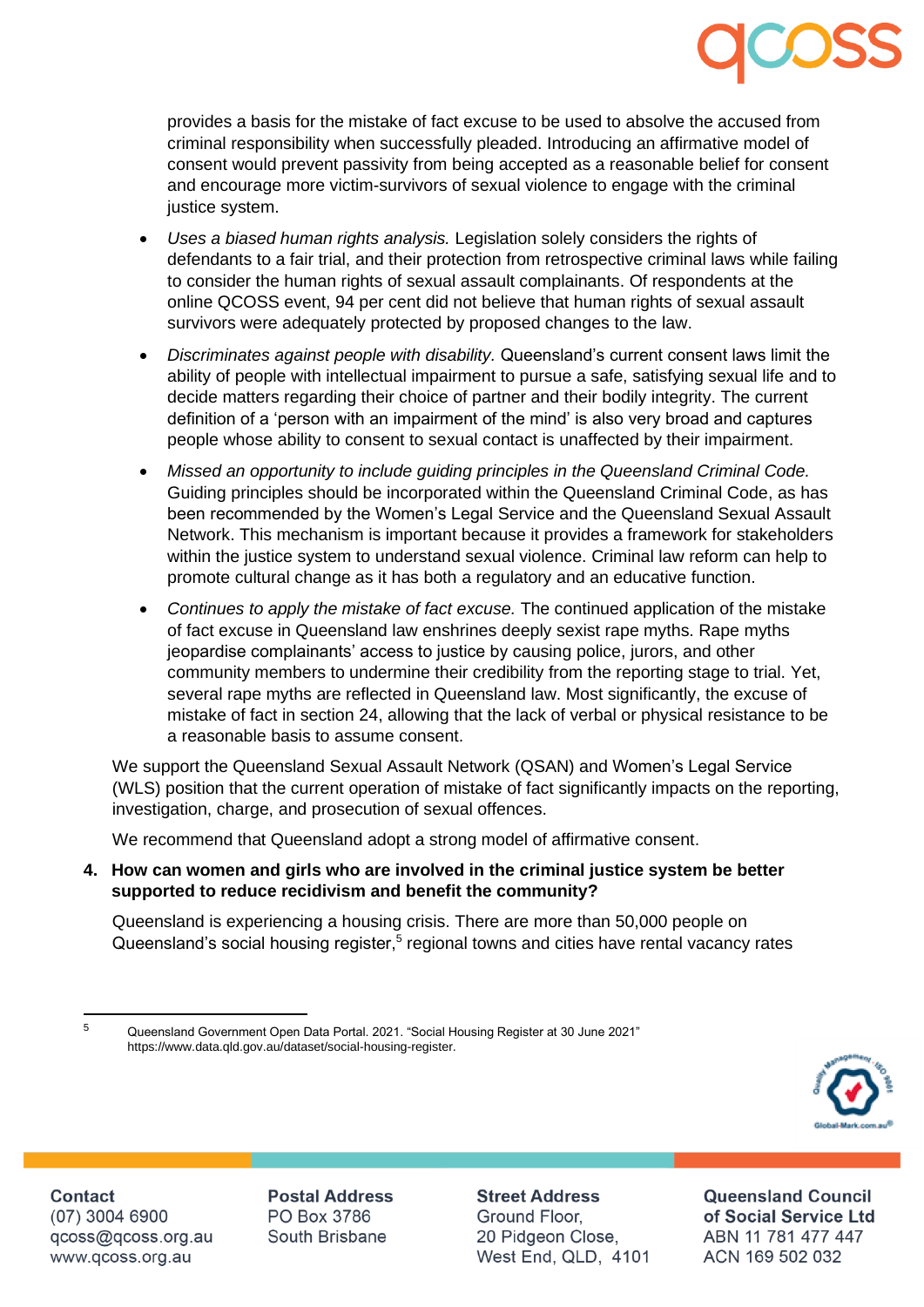provides a basis for the mistake of fact excuse to be used to absolve the accused from criminal responsibility when successfully pleaded. Introducing an affirmative model of consent would prevent passivity from being accepted as a reasonable belief for consent and encourage more victim-survivors of sexual violence to engage with the criminal justice system.

- *Uses a biased human rights analysis.* Legislation solely considers the rights of defendants to a fair trial, and their protection from retrospective criminal laws while failing to consider the human rights of sexual assault complainants. Of respondents at the online QCOSS event, 94 per cent did not believe that human rights of sexual assault survivors were adequately protected by proposed changes to the law.
- *Discriminates against people with disability.* Queensland's current consent laws limit the ability of people with intellectual impairment to pursue a safe, satisfying sexual life and to decide matters regarding their choice of partner and their bodily integrity. The current definition of a 'person with an impairment of the mind' is also very broad and captures people whose ability to consent to sexual contact is unaffected by their impairment.
- *Missed an opportunity to include guiding principles in the Queensland Criminal Code.* Guiding principles should be incorporated within the Queensland Criminal Code, as has been recommended by the Women's Legal Service and the Queensland Sexual Assault Network. This mechanism is important because it provides a framework for stakeholders within the justice system to understand sexual violence. Criminal law reform can help to promote cultural change as it has both a regulatory and an educative function.
- *Continues to apply the mistake of fact excuse.* The continued application of the mistake of fact excuse in Queensland law enshrines deeply sexist rape myths. Rape myths jeopardise complainants' access to justice by causing police, jurors, and other community members to undermine their credibility from the reporting stage to trial. Yet, several rape myths are reflected in Queensland law. Most significantly, the excuse of mistake of fact in section 24, allowing that the lack of verbal or physical resistance to be a reasonable basis to assume consent.

We support the Queensland Sexual Assault Network (QSAN) and Women's Legal Service (WLS) position that the current operation of mistake of fact significantly impacts on the reporting, investigation, charge, and prosecution of sexual offences.

We recommend that Queensland adopt a strong model of affirmative consent.

**4. How can women and girls who are involved in the criminal justice system be better supported to reduce recidivism and benefit the community?**

Queensland is experiencing a housing crisis. There are more than 50,000 people on Queensland's social housing register,[5] regional towns and cities have rental vacancy rates

[5] Queensland Government Open Data Portal. 2021. "Social Housing Register at 30 June 2021" https://www.data.qld.gov.au/dataset/social-housing-register.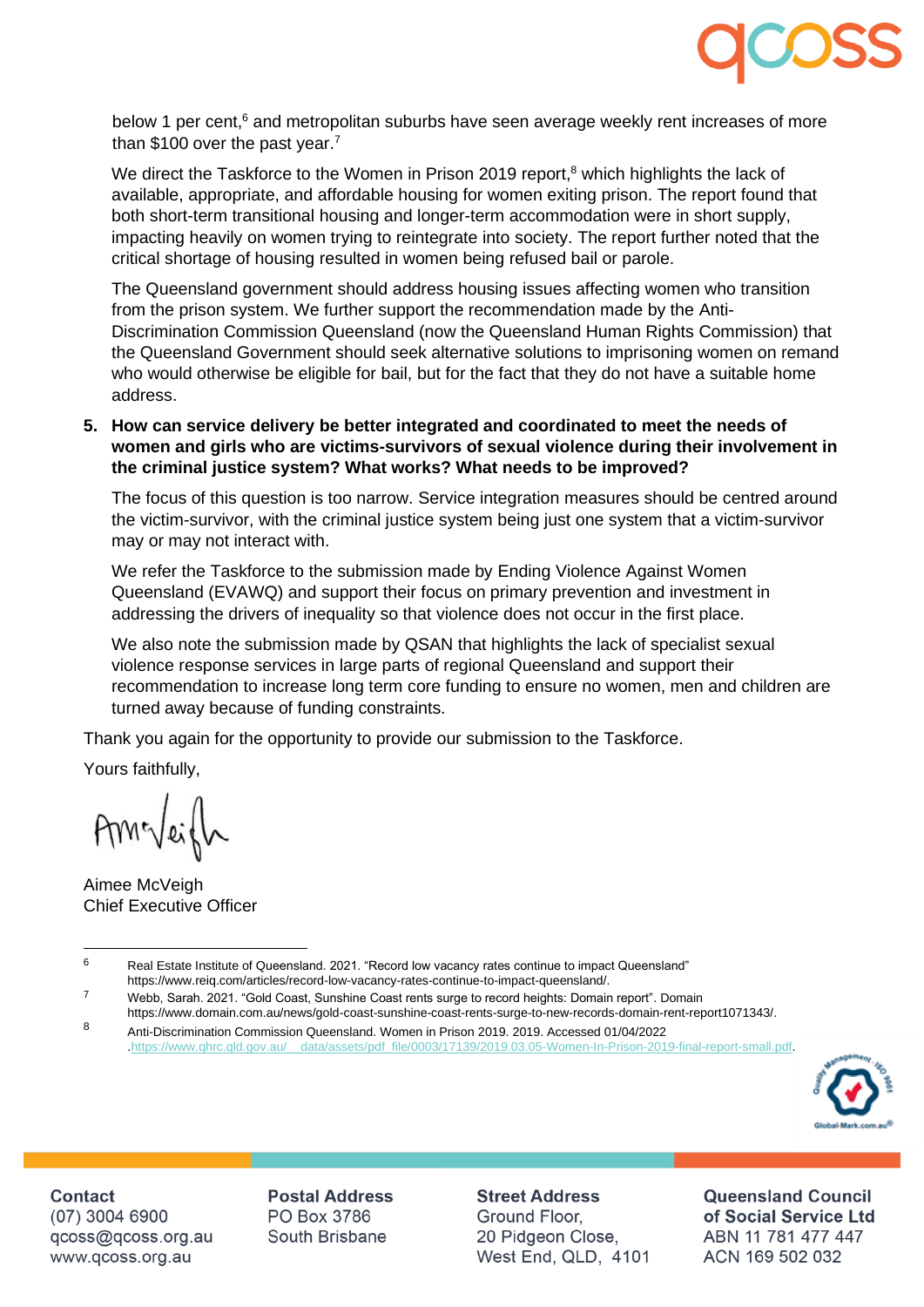below 1 per cent,[6] and metropolitan suburbs have seen average weekly rent increases of more than $100 over the past year.[7]

We direct the Taskforce to the Women in Prison 2019 report,[8] which highlights the lack of available, appropriate, and affordable housing for women exiting prison. The report found that both short-term transitional housing and longer-term accommodation were in short supply, impacting heavily on women trying to reintegrate into society. The report further noted that the critical shortage of housing resulted in women being refused bail or parole.

The Queensland government should address housing issues affecting women who transition from the prison system. We further support the recommendation made by the Anti-Discrimination Commission Queensland (now the Queensland Human Rights Commission) that the Queensland Government should seek alternative solutions to imprisoning women on remand who would otherwise be eligible for bail, but for the fact that they do not have a suitable home address.

5. **How can service delivery be better integrated and coordinated to meet the needs of women and girls who are victims-survivors of sexual violence during their involvement in the criminal justice system? What works? What needs to be improved?**

   The focus of this question is too narrow. Service integration measures should be centred around the victim-survivor, with the criminal justice system being just one system that a victim-survivor may or may not interact with.

   We refer the Taskforce to the submission made by Ending Violence Against Women Queensland (EVAWQ) and support their focus on primary prevention and investment in addressing the drivers of inequality so that violence does not occur in the first place.

   We also note the submission made by QSAN that highlights the lack of specialist sexual violence response services in large parts of regional Queensland and support their recommendation to increase long term core funding to ensure no women, men and children are turned away because of funding constraints.

Thank you again for the opportunity to provide our submission to the Taskforce.

Yours faithfully,

Aimee McVeigh
Chief Executive Officer

---

6 Real Estate Institute of Queensland. 2021. "Record low vacancy rates continue to impact Queensland" https://www.reiq.com/articles/record-low-vacancy-rates-continue-to-impact-queensland/.

7 Webb, Sarah. 2021. "Gold Coast, Sunshine Coast rents surge to record heights: Domain report". Domain https://www.domain.com.au/news/gold-coast-sunshine-coast-rents-surge-to-new-records-domain-rent-report1071343/.

8 Anti-Discrimination Commission Queensland. Women in Prison 2019. 2019. Accessed 01/04/2022 .https://www.qhrc.qld.gov.au/__data/assets/pdf_file/0003/17139/2019.03.05-Women-In-Prison-2019-final-report-small.pdf.

**Contact**
(07) 3004 6900
qcoss@qcoss.org.au
www.qcoss.org.au

**Postal Address**
PO Box 3786
South Brisbane

**Street Address**
Ground Floor,
20 Pidgeon Close,
West End, QLD, 4101

**Queensland Council of Social Service Ltd**
ABN 11 781 477 447
ACN 169 502 032